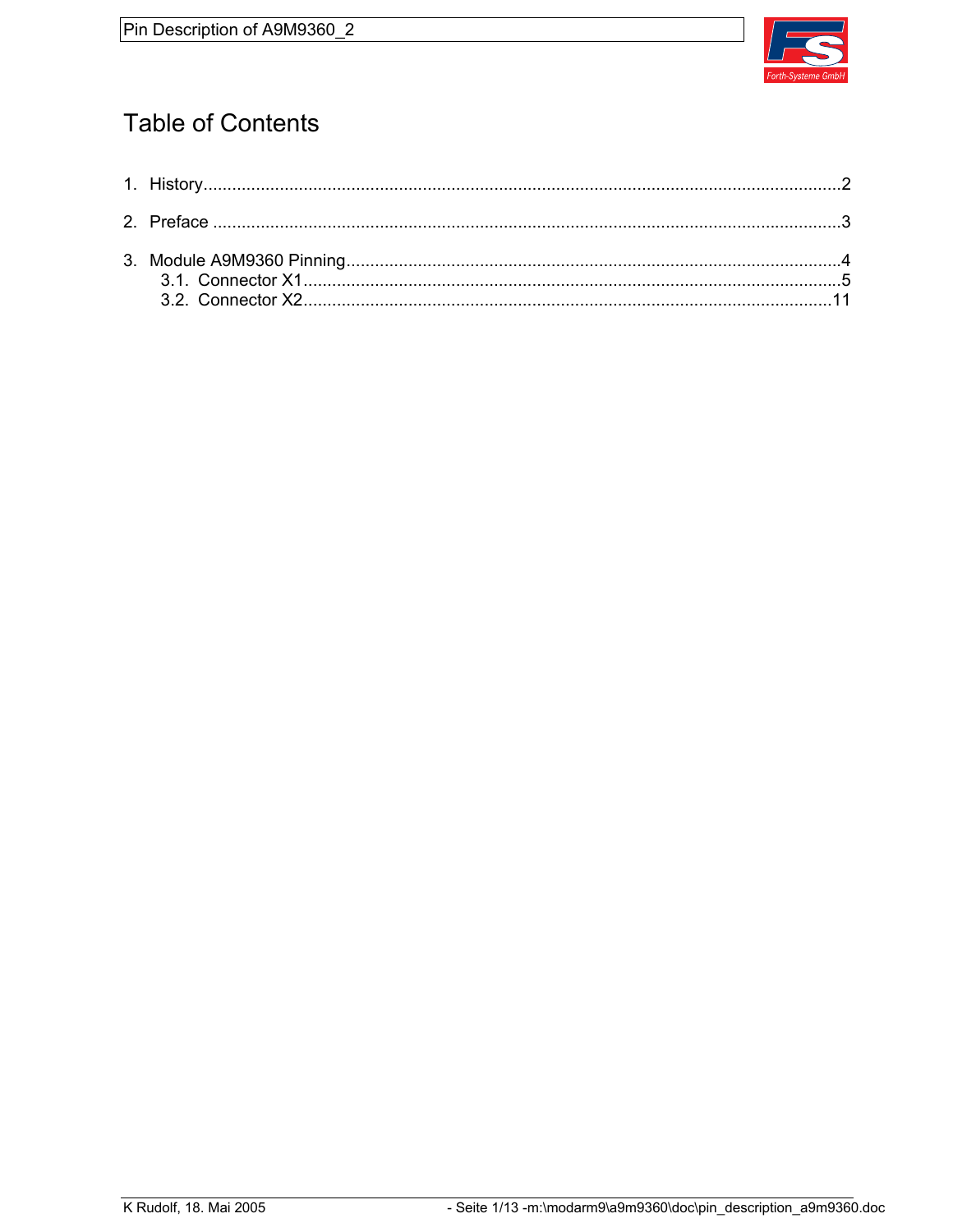# Table of Contents

1. History....................................................................................................................................2
2. Preface ...................................................................................................................................3
3. Module A9M9360 Pinning.......................................................................................................4
   - 3.1. Connector X1................................................................................................................5
   - 3.2. Connector X2..............................................................................................................11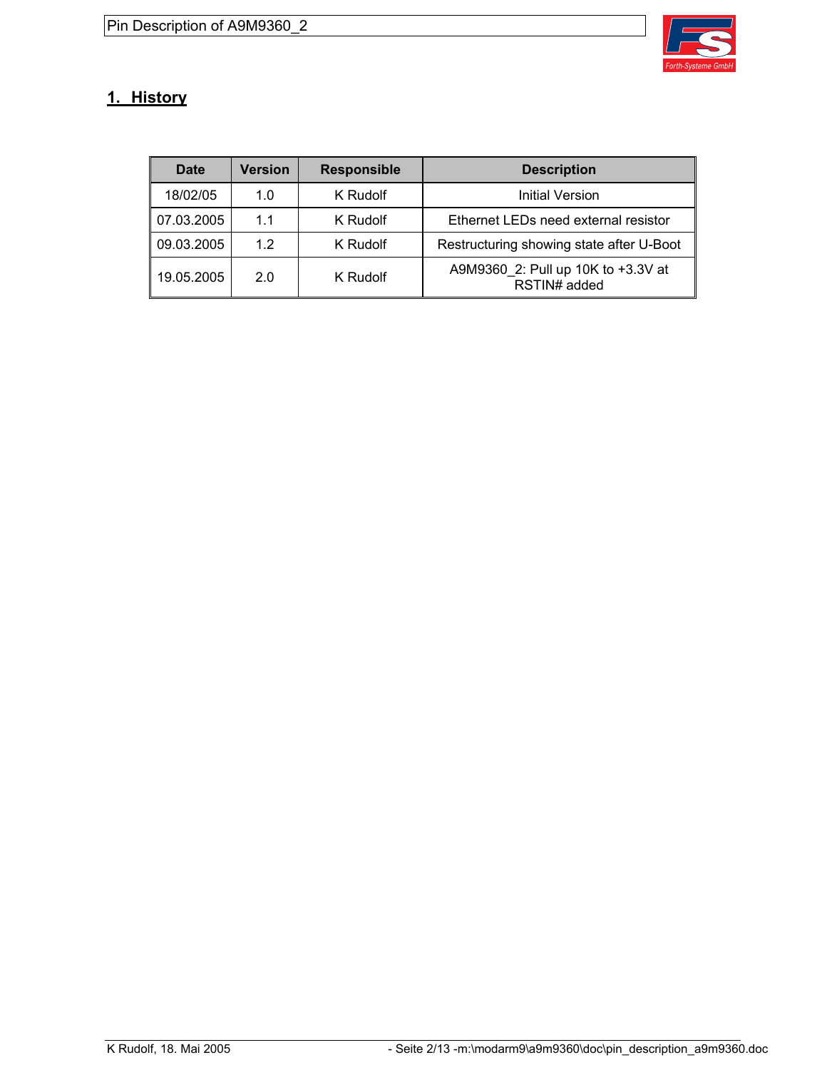## 1. History

| Date | Version | Responsible | Description |
| --- | --- | --- | --- |
| 18/02/05 | 1.0 | K Rudolf | Initial Version |
| 07.03.2005 | 1.1 | K Rudolf | Ethernet LEDs need external resistor |
| 09.03.2005 | 1.2 | K Rudolf | Restructuring showing state after U-Boot |
| 19.05.2005 | 2.0 | K Rudolf | A9M9360_2: Pull up 10K to +3.3V at RSTIN# added |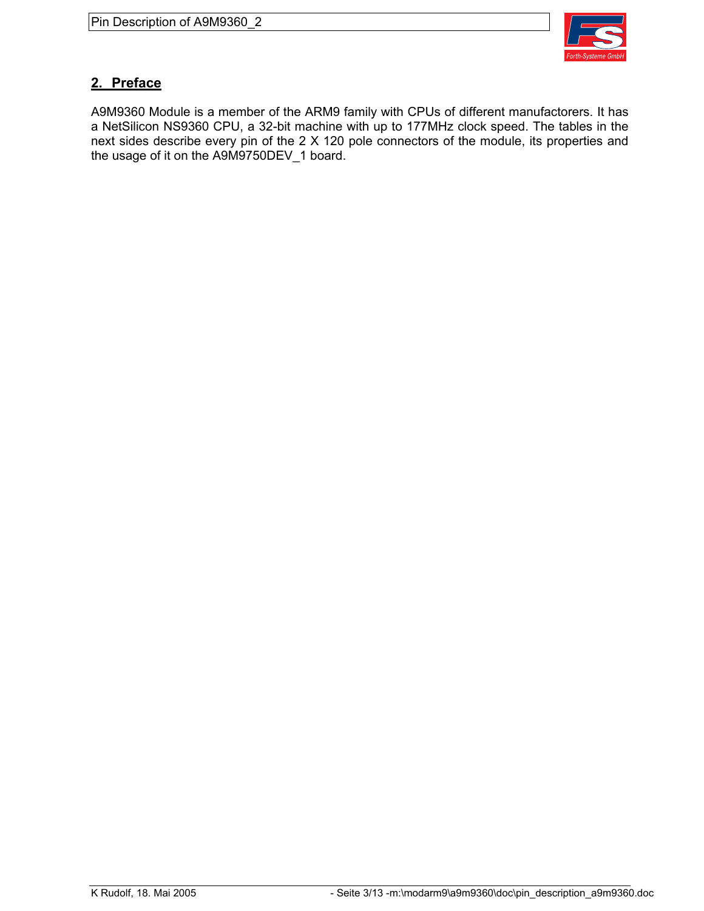## 2. Preface

A9M9360 Module is a member of the ARM9 family with CPUs of different manufactorers. It has a NetSilicon NS9360 CPU, a 32-bit machine with up to 177MHz clock speed. The tables in the next sides describe every pin of the 2 X 120 pole connectors of the module, its properties and the usage of it on the A9M9750DEV_1 board.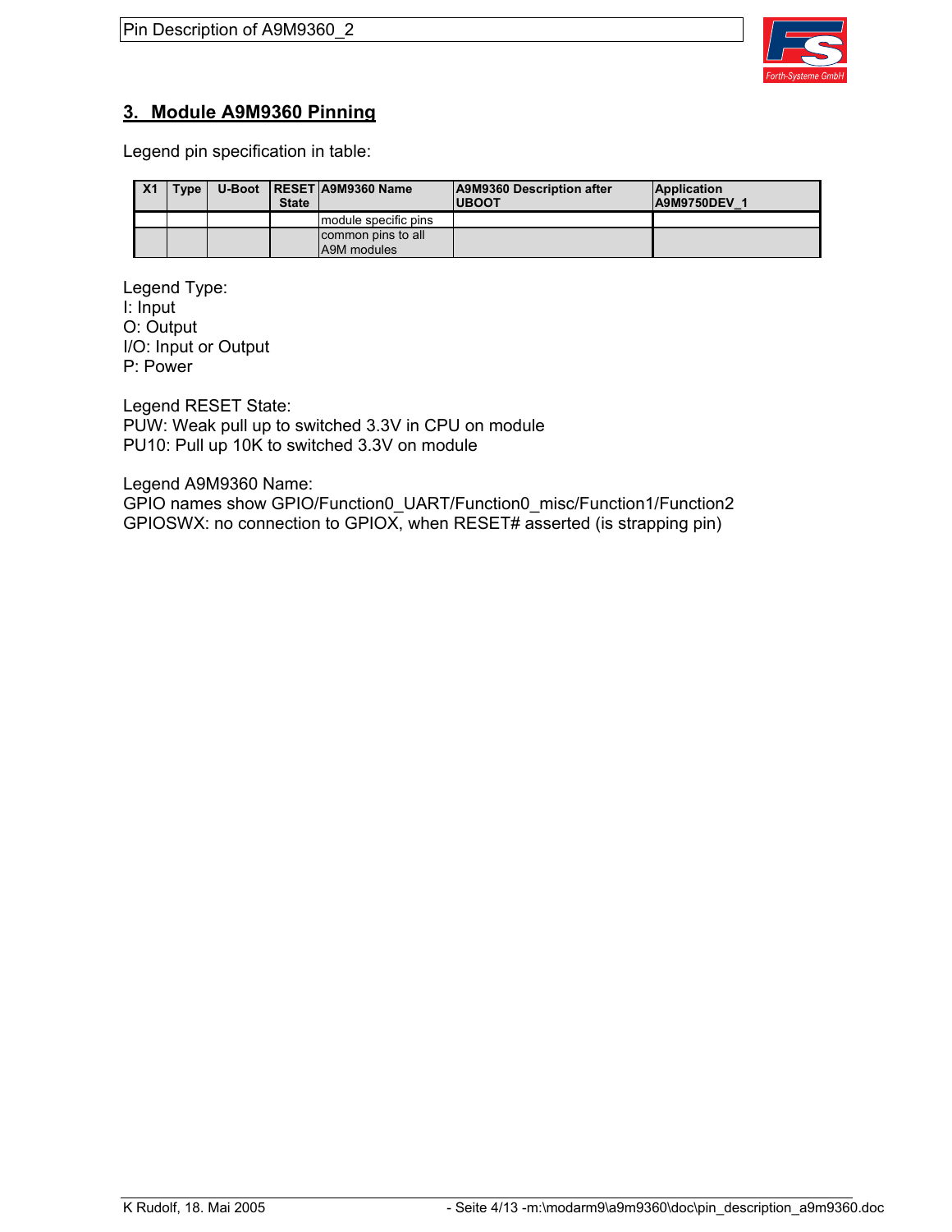## 3. Module A9M9360 Pinning

Legend pin specification in table:

| X1 | Type | U-Boot | RESET State | A9M9360 Name | A9M9360 Description after UBOOT | Application A9M9750DEV_1 |
|---|---|---|---|---|---|---|
| | | | | module specific pins | | |
| | | | | common pins to all A9M modules | | |

Legend Type:
I: Input
O: Output
I/O: Input or Output
P: Power

Legend RESET State:
PUW: Weak pull up to switched 3.3V in CPU on module
PU10: Pull up 10K to switched 3.3V on module

Legend A9M9360 Name:
GPIO names show GPIO/Function0_UART/Function0_misc/Function1/Function2
GPIOSWX: no connection to GPIOX, when RESET# asserted (is strapping pin)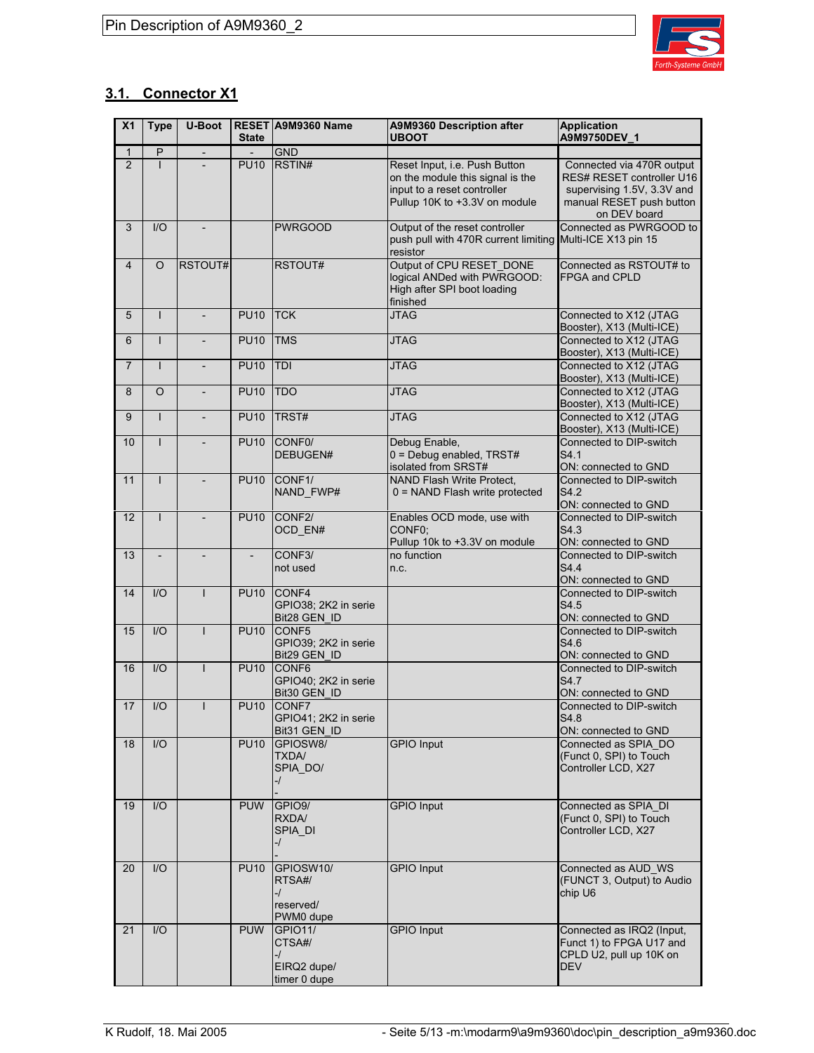## 3.1. Connector X1

| X1 | Type | U-Boot | RESET State | A9M9360 Name | A9M9360 Description after UBOOT | Application A9M9750DEV_1 |
|---|---|---|---|---|---|---|
| 1 | P | - | - | GND | | |
| 2 | I | - | PU10 | RSTIN# | Reset Input, i.e. Push Button on the module this signal is the input to a reset controller Pullup 10K to +3.3V on module | Connected via 470R output RES# RESET controller U16 supervising 1.5V, 3.3V and manual RESET push button on DEV board |
| 3 | I/O | - | | PWRGOOD | Output of the reset controller push pull with 470R current limiting resistor | Connected as PWRGOOD to Multi-ICE X13 pin 15 |
| 4 | O | RSTOUT# | | RSTOUT# | Output of CPU RESET_DONE logical ANDed with PWRGOOD: High after SPI boot loading finished | Connected as RSTOUT# to FPGA and CPLD |
| 5 | I | - | PU10 | TCK | JTAG | Connected to X12 (JTAG Booster), X13 (Multi-ICE) |
| 6 | I | - | PU10 | TMS | JTAG | Connected to X12 (JTAG Booster), X13 (Multi-ICE) |
| 7 | I | - | PU10 | TDI | JTAG | Connected to X12 (JTAG Booster), X13 (Multi-ICE) |
| 8 | O | - | PU10 | TDO | JTAG | Connected to X12 (JTAG Booster), X13 (Multi-ICE) |
| 9 | I | - | PU10 | TRST# | JTAG | Connected to X12 (JTAG Booster), X13 (Multi-ICE) |
| 10 | I | - | PU10 | CONF0/ DEBUGEN# | Debug Enable, 0 = Debug enabled, TRST# isolated from SRST# | Connected to DIP-switch S4.1 ON: connected to GND |
| 11 | I | - | PU10 | CONF1/ NAND_FWP# | NAND Flash Write Protect, 0 = NAND Flash write protected | Connected to DIP-switch S4.2 ON: connected to GND |
| 12 | I | - | PU10 | CONF2/ OCD_EN# | Enables OCD mode, use with CONF0; Pullup 10k to +3.3V on module | Connected to DIP-switch S4.3 ON: connected to GND |
| 13 | - | - | - | CONF3/ not used | no function n.c. | Connected to DIP-switch S4.4 ON: connected to GND |
| 14 | I/O | I | PU10 | CONF4 GPIO38; 2K2 in serie Bit28 GEN_ID | | Connected to DIP-switch S4.5 ON: connected to GND |
| 15 | I/O | I | PU10 | CONF5 GPIO39; 2K2 in serie Bit29 GEN_ID | | Connected to DIP-switch S4.6 ON: connected to GND |
| 16 | I/O | I | PU10 | CONF6 GPIO40; 2K2 in serie Bit30 GEN_ID | | Connected to DIP-switch S4.7 ON: connected to GND |
| 17 | I/O | I | PU10 | CONF7 GPIO41; 2K2 in serie Bit31 GEN_ID | | Connected to DIP-switch S4.8 ON: connected to GND |
| 18 | I/O | | PU10 | GPIOSW8/ TXDA/ SPIA_DO/ -/ - | GPIO Input | Connected as SPIA_DO (Funct 0, SPI) to Touch Controller LCD, X27 |
| 19 | I/O | | PUW | GPIO9/ RXDA/ SPIA_DI -/ - | GPIO Input | Connected as SPIA_DI (Funct 0, SPI) to Touch Controller LCD, X27 |
| 20 | I/O | | PU10 | GPIOSW10/ RTSA#/ -/ reserved/ PWM0 dupe | GPIO Input | Connected as AUD_WS (FUNCT 3, Output) to Audio chip U6 |
| 21 | I/O | | PUW | GPIO11/ CTSA#/ -/ EIRQ2 dupe/ timer 0 dupe | GPIO Input | Connected as IRQ2 (Input, Funct 1) to FPGA U17 and CPLD U2, pull up 10K on DEV |

K Rudolf, 18. Mai 2005 - Seite 5/13 -m:\modarm9\a9m9360\doc\pin_description_a9m9360.doc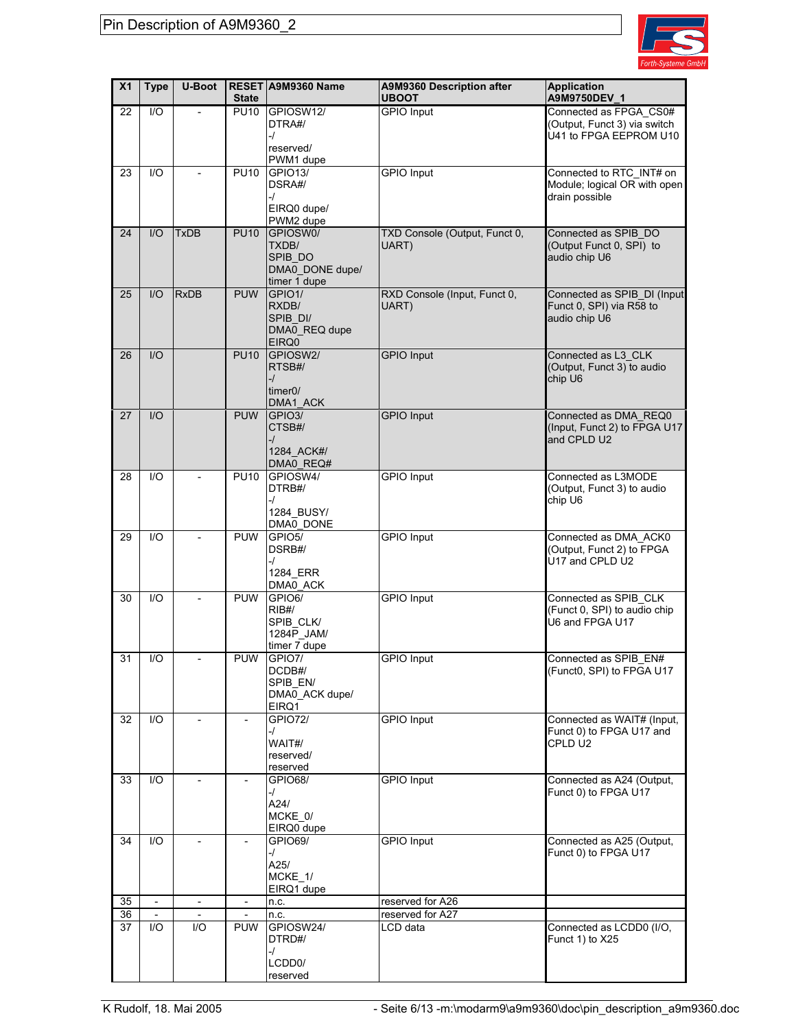# Pin Description of A9M9360_2

| X1 | Type | U-Boot | RESET State | A9M9360 Name | A9M9360 Description after UBOOT | Application A9M9750DEV_1 |
|---|---|---|---|---|---|---|
| 22 | I/O | - | PU10 | GPIOSW12/ DTRA#/ -/ reserved/ PWM1 dupe | GPIO Input | Connected as FPGA_CS0# (Output, Funct 3) via switch U41 to FPGA EEPROM U10 |
| 23 | I/O | - | PU10 | GPIO13/ DSRA#/ -/ EIRQ0 dupe/ PWM2 dupe | GPIO Input | Connected to RTC_INT# on Module; logical OR with open drain possible |
| 24 | I/O | TxDB | PU10 | GPIOSW0/ TXDB/ SPIB_DO DMA0_DONE dupe/ timer 1 dupe | TXD Console (Output, Funct 0, UART) | Connected as SPIB_DO (Output Funct 0, SPI) to audio chip U6 |
| 25 | I/O | RxDB | PUW | GPIO1/ RXDB/ SPIB_DI/ DMA0_REQ dupe EIRQ0 | RXD Console (Input, Funct 0, UART) | Connected as SPIB_DI (Input Funct 0, SPI) via R58 to audio chip U6 |
| 26 | I/O | | PU10 | GPIOSW2/ RTSB#/ -/ timer0/ DMA1_ACK | GPIO Input | Connected as L3_CLK (Output, Funct 3) to audio chip U6 |
| 27 | I/O | | PUW | GPIO3/ CTSB#/ -/ 1284_ACK#/ DMA0_REQ# | GPIO Input | Connected as DMA_REQ0 (Input, Funct 2) to FPGA U17 and CPLD U2 |
| 28 | I/O | - | PU10 | GPIOSW4/ DTRB#/ -/ 1284_BUSY/ DMA0_DONE | GPIO Input | Connected as L3MODE (Output, Funct 3) to audio chip U6 |
| 29 | I/O | - | PUW | GPIO5/ DSRB#/ -/ 1284_ERR DMA0_ACK | GPIO Input | Connected as DMA_ACK0 (Output, Funct 2) to FPGA U17 and CPLD U2 |
| 30 | I/O | - | PUW | GPIO6/ RIB#/ SPIB_CLK/ 1284P_JAM/ timer 7 dupe | GPIO Input | Connected as SPIB_CLK (Funct 0, SPI) to audio chip U6 and FPGA U17 |
| 31 | I/O | - | PUW | GPIO7/ DCDB#/ SPIB_EN/ DMA0_ACK dupe/ EIRQ1 | GPIO Input | Connected as SPIB_EN# (Funct0, SPI) to FPGA U17 |
| 32 | I/O | - | - | GPIO72/ -/ WAIT#/ reserved/ reserved | GPIO Input | Connected as WAIT# (Input, Funct 0) to FPGA U17 and CPLD U2 |
| 33 | I/O | - | - | GPIO68/ -/ A24/ MCKE_0/ EIRQ0 dupe | GPIO Input | Connected as A24 (Output, Funct 0) to FPGA U17 |
| 34 | I/O | - | - | GPIO69/ -/ A25/ MCKE_1/ EIRQ1 dupe | GPIO Input | Connected as A25 (Output, Funct 0) to FPGA U17 |
| 35 | - | - | - | n.c. | reserved for A26 | |
| 36 | - | - | - | n.c. | reserved for A27 | |
| 37 | I/O | I/O | PUW | GPIOSW24/ DTRD#/ -/ LCDD0/ reserved | LCD data | Connected as LCDD0 (I/O, Funct 1) to X25 |

K Rudolf, 18. Mai 2005 - Seite 6/13 -m:\modarm9\a9m9360\doc\pin_description_a9m9360.doc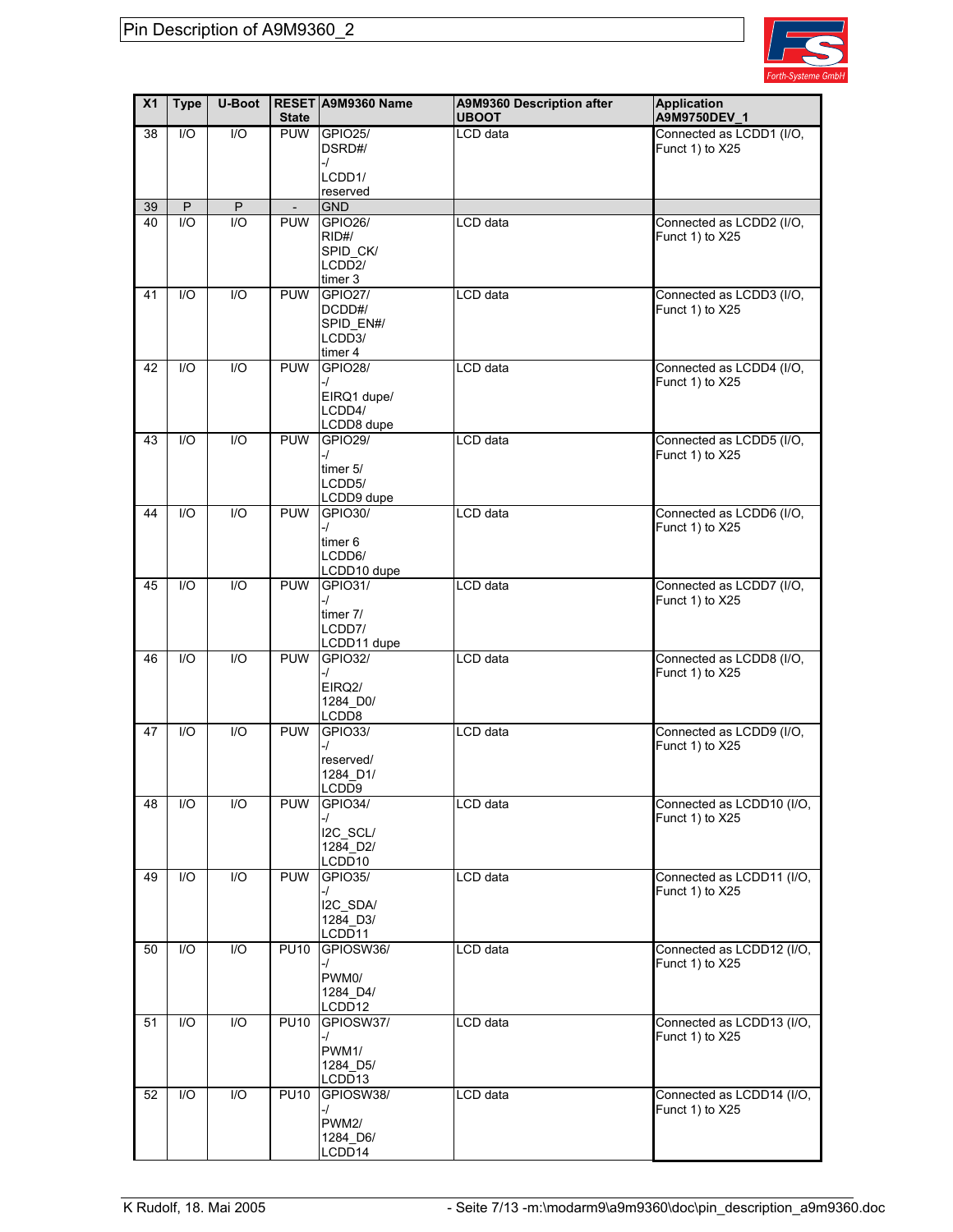# Pin Description of A9M9360_2

| X1 | Type | U-Boot | RESET State | A9M9360 Name | A9M9360 Description after UBOOT | Application A9M9750DEV_1 |
|---|---|---|---|---|---|---|
| 38 | I/O | I/O | PUW | GPIO25/ DSRD#/ -/ LCDD1/ reserved | LCD data | Connected as LCDD1 (I/O, Funct 1) to X25 |
| 39 | P | P | - | GND | | |
| 40 | I/O | I/O | PUW | GPIO26/ RID#/ SPID_CK/ LCDD2/ timer 3 | LCD data | Connected as LCDD2 (I/O, Funct 1) to X25 |
| 41 | I/O | I/O | PUW | GPIO27/ DCDD#/ SPID_EN#/ LCDD3/ timer 4 | LCD data | Connected as LCDD3 (I/O, Funct 1) to X25 |
| 42 | I/O | I/O | PUW | GPIO28/ -/ EIRQ1 dupe/ LCDD4/ LCDD8 dupe | LCD data | Connected as LCDD4 (I/O, Funct 1) to X25 |
| 43 | I/O | I/O | PUW | GPIO29/ -/ timer 5/ LCDD5/ LCDD9 dupe | LCD data | Connected as LCDD5 (I/O, Funct 1) to X25 |
| 44 | I/O | I/O | PUW | GPIO30/ -/ timer 6 LCDD6/ LCDD10 dupe | LCD data | Connected as LCDD6 (I/O, Funct 1) to X25 |
| 45 | I/O | I/O | PUW | GPIO31/ -/ timer 7/ LCDD7/ LCDD11 dupe | LCD data | Connected as LCDD7 (I/O, Funct 1) to X25 |
| 46 | I/O | I/O | PUW | GPIO32/ -/ EIRQ2/ 1284_D0/ LCDD8 | LCD data | Connected as LCDD8 (I/O, Funct 1) to X25 |
| 47 | I/O | I/O | PUW | GPIO33/ -/ reserved/ 1284_D1/ LCDD9 | LCD data | Connected as LCDD9 (I/O, Funct 1) to X25 |
| 48 | I/O | I/O | PUW | GPIO34/ -/ I2C_SCL/ 1284_D2/ LCDD10 | LCD data | Connected as LCDD10 (I/O, Funct 1) to X25 |
| 49 | I/O | I/O | PUW | GPIO35/ -/ I2C_SDA/ 1284_D3/ LCDD11 | LCD data | Connected as LCDD11 (I/O, Funct 1) to X25 |
| 50 | I/O | I/O | PU10 | GPIOSW36/ -/ PWM0/ 1284_D4/ LCDD12 | LCD data | Connected as LCDD12 (I/O, Funct 1) to X25 |
| 51 | I/O | I/O | PU10 | GPIOSW37/ -/ PWM1/ 1284_D5/ LCDD13 | LCD data | Connected as LCDD13 (I/O, Funct 1) to X25 |
| 52 | I/O | I/O | PU10 | GPIOSW38/ -/ PWM2/ 1284_D6/ LCDD14 | LCD data | Connected as LCDD14 (I/O, Funct 1) to X25 |

K Rudolf, 18. Mai 2005 - m:\modarm9\a9m9360\doc\pin_description_a9m9360.doc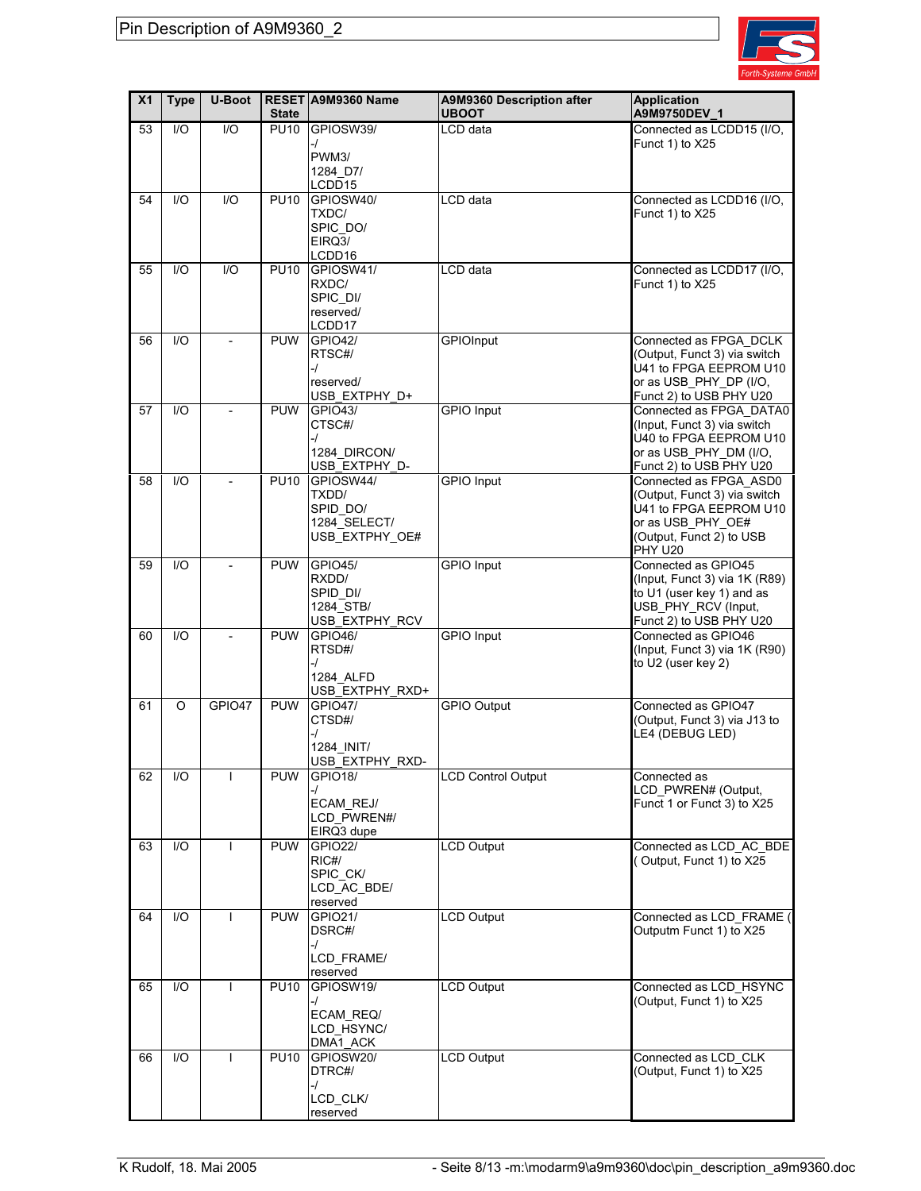| X1 | Type | U-Boot | RESET State | A9M9360 Name | A9M9360 Description after UBOOT | Application A9M9750DEV_1 |
|---|---|---|---|---|---|---|
| 53 | I/O | I/O | PU10 | GPIOSW39/ -/ PWM3/ 1284_D7/ LCDD15 | LCD data | Connected as LCDD15 (I/O, Funct 1) to X25 |
| 54 | I/O | I/O | PU10 | GPIOSW40/ TXDC/ SPIC_DO/ EIRQ3/ LCDD16 | LCD data | Connected as LCDD16 (I/O, Funct 1) to X25 |
| 55 | I/O | I/O | PU10 | GPIOSW41/ RXDC/ SPIC_DI/ reserved/ LCDD17 | LCD data | Connected as LCDD17 (I/O, Funct 1) to X25 |
| 56 | I/O | - | PUW | GPIO42/ RTSC#/ -/ reserved/ USB_EXTPHY_D+ | GPIOInput | Connected as FPGA_DCLK (Output, Funct 3) via switch U41 to FPGA EEPROM U10 or as USB_PHY_DP (I/O, Funct 2) to USB PHY U20 |
| 57 | I/O | - | PUW | GPIO43/ CTSC#/ -/ 1284_DIRCON/ USB_EXTPHY_D- | GPIO Input | Connected as FPGA_DATA0 (Input, Funct 3) via switch U40 to FPGA EEPROM U10 or as USB_PHY_DM (I/O, Funct 2) to USB PHY U20 |
| 58 | I/O | - | PU10 | GPIOSW44/ TXDD/ SPID_DO/ 1284_SELECT/ USB_EXTPHY_OE# | GPIO Input | Connected as FPGA_ASD0 (Output, Funct 3) via switch U41 to FPGA EEPROM U10 or as USB_PHY_OE# (Output, Funct 2) to USB PHY U20 |
| 59 | I/O | - | PUW | GPIO45/ RXDD/ SPID_DI/ 1284_STB/ USB_EXTPHY_RCV | GPIO Input | Connected as GPIO45 (Input, Funct 3) via 1K (R89) to U1 (user key 1) and as USB_PHY_RCV (Input, Funct 2) to USB PHY U20 |
| 60 | I/O | - | PUW | GPIO46/ RTSD#/ -/ 1284_ALFD USB_EXTPHY_RXD+ | GPIO Input | Connected as GPIO46 (Input, Funct 3) via 1K (R90) to U2 (user key 2) |
| 61 | O | GPIO47 | PUW | GPIO47/ CTSD#/ -/ 1284_INIT/ USB_EXTPHY_RXD- | GPIO Output | Connected as GPIO47 (Output, Funct 3) via J13 to LE4 (DEBUG LED) |
| 62 | I/O | I | PUW | GPIO18/ -/ ECAM_REJ/ LCD_PWREN#/ EIRQ3 dupe | LCD Control Output | Connected as LCD_PWREN# (Output, Funct 1 or Funct 3) to X25 |
| 63 | I/O | I | PUW | GPIO22/ RIC#/ SPIC_CK/ LCD_AC_BDE/ reserved | LCD Output | Connected as LCD_AC_BDE ( Output, Funct 1) to X25 |
| 64 | I/O | I | PUW | GPIO21/ DSRC#/ -/ LCD_FRAME/ reserved | LCD Output | Connected as LCD_FRAME ( Outputm Funct 1) to X25 |
| 65 | I/O | I | PU10 | GPIOSW19/ -/ ECAM_REQ/ LCD_HSYNC/ DMA1_ACK | LCD Output | Connected as LCD_HSYNC (Output, Funct 1) to X25 |
| 66 | I/O | I | PU10 | GPIOSW20/ DTRC#/ -/ LCD_CLK/ reserved | LCD Output | Connected as LCD_CLK (Output, Funct 1) to X25 |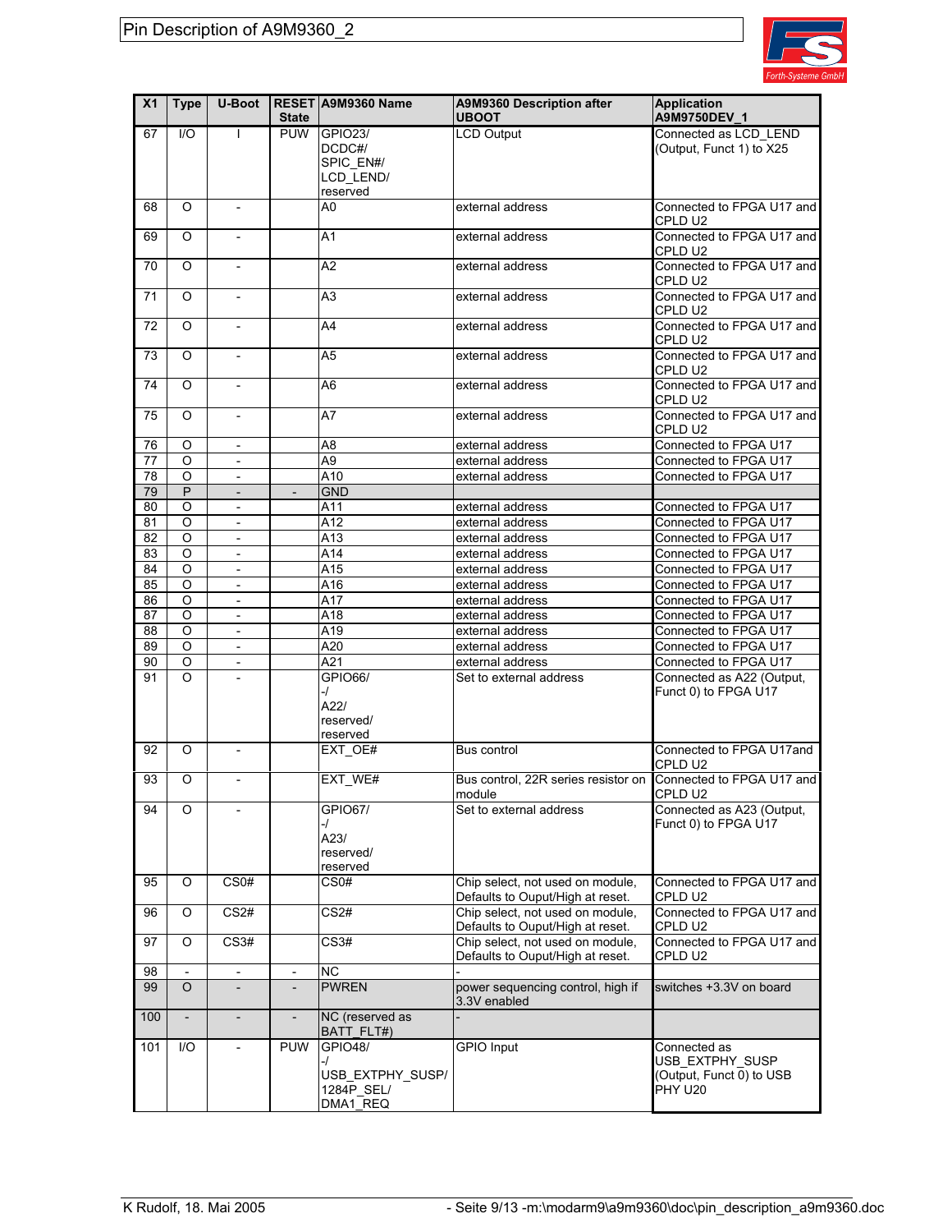# Pin Description of A9M9360_2

| X1 | Type | U-Boot | RESET State | A9M9360 Name | A9M9360 Description after UBOOT | Application A9M9750DEV_1 |
|---|---|---|---|---|---|---|
| 67 | I/O | I | PUW | GPIO23/ DCDC#/ SPIC_EN#/ LCD_LEND/ reserved | LCD Output | Connected as LCD_LEND (Output, Funct 1) to X25 |
| 68 | O | - | | A0 | external address | Connected to FPGA U17 and CPLD U2 |
| 69 | O | - | | A1 | external address | Connected to FPGA U17 and CPLD U2 |
| 70 | O | - | | A2 | external address | Connected to FPGA U17 and CPLD U2 |
| 71 | O | - | | A3 | external address | Connected to FPGA U17 and CPLD U2 |
| 72 | O | - | | A4 | external address | Connected to FPGA U17 and CPLD U2 |
| 73 | O | - | | A5 | external address | Connected to FPGA U17 and CPLD U2 |
| 74 | O | - | | A6 | external address | Connected to FPGA U17 and CPLD U2 |
| 75 | O | - | | A7 | external address | Connected to FPGA U17 and CPLD U2 |
| 76 | O | - | | A8 | external address | Connected to FPGA U17 |
| 77 | O | - | | A9 | external address | Connected to FPGA U17 |
| 78 | O | - | | A10 | external address | Connected to FPGA U17 |
| 79 | P | - | - | GND | | |
| 80 | O | - | | A11 | external address | Connected to FPGA U17 |
| 81 | O | - | | A12 | external address | Connected to FPGA U17 |
| 82 | O | - | | A13 | external address | Connected to FPGA U17 |
| 83 | O | - | | A14 | external address | Connected to FPGA U17 |
| 84 | O | - | | A15 | external address | Connected to FPGA U17 |
| 85 | O | - | | A16 | external address | Connected to FPGA U17 |
| 86 | O | - | | A17 | external address | Connected to FPGA U17 |
| 87 | O | - | | A18 | external address | Connected to FPGA U17 |
| 88 | O | - | | A19 | external address | Connected to FPGA U17 |
| 89 | O | - | | A20 | external address | Connected to FPGA U17 |
| 90 | O | - | | A21 | external address | Connected to FPGA U17 |
| 91 | O | - | | GPIO66/ -/ A22/ reserved/ reserved | Set to external address | Connected as A22 (Output, Funct 0) to FPGA U17 |
| 92 | O | - | | EXT_OE# | Bus control | Connected to FPGA U17and CPLD U2 |
| 93 | O | - | | EXT_WE# | Bus control, 22R series resistor on module | Connected to FPGA U17 and CPLD U2 |
| 94 | O | - | | GPIO67/ -/ A23/ reserved/ reserved | Set to external address | Connected as A23 (Output, Funct 0) to FPGA U17 |
| 95 | O | CS0# | | CS0# | Chip select, not used on module, Defaults to Ouput/High at reset. | Connected to FPGA U17 and CPLD U2 |
| 96 | O | CS2# | | CS2# | Chip select, not used on module, Defaults to Ouput/High at reset. | Connected to FPGA U17 and CPLD U2 |
| 97 | O | CS3# | | CS3# | Chip select, not used on module, Defaults to Ouput/High at reset. | Connected to FPGA U17 and CPLD U2 |
| 98 | - | - | - | NC | - | |
| 99 | O | - | - | PWREN | power sequencing control, high if 3.3V enabled | switches +3.3V on board |
| 100 | - | - | - | NC (reserved as BATT_FLT#) | - | |
| 101 | I/O | - | PUW | GPIO48/ -/ USB_EXTPHY_SUSP/ 1284P_SEL/ DMA1_REQ | GPIO Input | Connected as USB_EXTPHY_SUSP (Output, Funct 0) to USB PHY U20 |

K Rudolf, 18. Mai 2005 - Seite 9/13 - m:\modarm9\a9m9360\doc\pin_description_a9m9360.doc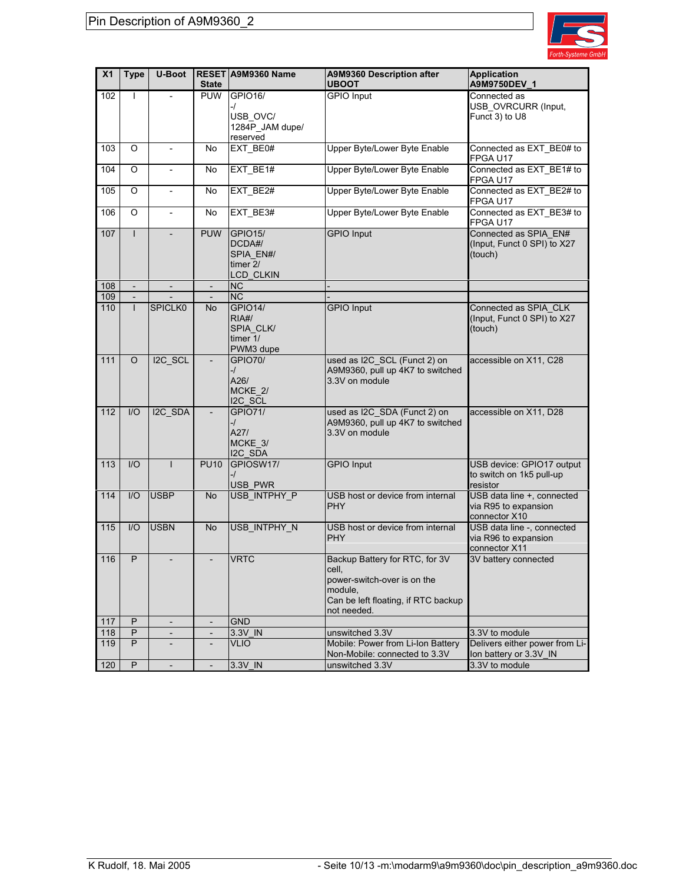| X1 | Type | U-Boot | RESET State | A9M9360 Name | A9M9360 Description after UBOOT | Application A9M9750DEV_1 |
|---|---|---|---|---|---|---|
| 102 | I | - | PUW | GPIO16/ -/ USB_OVC/ 1284P_JAM dupe/ reserved | GPIO Input | Connected as USB_OVRCURR (Input, Funct 3) to U8 |
| 103 | O | - | No | EXT_BE0# | Upper Byte/Lower Byte Enable | Connected as EXT_BE0# to FPGA U17 |
| 104 | O | - | No | EXT_BE1# | Upper Byte/Lower Byte Enable | Connected as EXT_BE1# to FPGA U17 |
| 105 | O | - | No | EXT_BE2# | Upper Byte/Lower Byte Enable | Connected as EXT_BE2# to FPGA U17 |
| 106 | O | - | No | EXT_BE3# | Upper Byte/Lower Byte Enable | Connected as EXT_BE3# to FPGA U17 |
| 107 | I | - | PUW | GPIO15/ DCDA#/ SPIA_EN#/ timer 2/ LCD_CLKIN | GPIO Input | Connected as SPIA_EN# (Input, Funct 0 SPI) to X27 (touch) |
| 108 | - | - | - | NC | - | |
| 109 | - | - | - | NC | - | |
| 110 | I | SPICLK0 | No | GPIO14/ RIA#/ SPIA_CLK/ timer 1/ PWM3 dupe | GPIO Input | Connected as SPIA_CLK (Input, Funct 0 SPI) to X27 (touch) |
| 111 | O | I2C_SCL | - | GPIO70/ -/ A26/ MCKE_2/ I2C_SCL | used as I2C_SCL (Funct 2) on A9M9360, pull up 4K7 to switched 3.3V on module | accessible on X11, C28 |
| 112 | I/O | I2C_SDA | - | GPIO71/ -/ A27/ MCKE_3/ I2C_SDA | used as I2C_SDA (Funct 2) on A9M9360, pull up 4K7 to switched 3.3V on module | accessible on X11, D28 |
| 113 | I/O | I | PU10 | GPIOSW17/ -/ USB_PWR | GPIO Input | USB device: GPIO17 output to switch on 1k5 pull-up resistor |
| 114 | I/O | USBP | No | USB_INTPHY_P | USB host or device from internal PHY | USB data line +, connected via R95 to expansion connector X10 |
| 115 | I/O | USBN | No | USB_INTPHY_N | USB host or device from internal PHY | USB data line -, connected via R96 to expansion connector X11 |
| 116 | P | - | - | VRTC | Backup Battery for RTC, for 3V cell, power-switch-over is on the module, Can be left floating, if RTC backup not needed. | 3V battery connected |
| 117 | P | - | - | GND | | |
| 118 | P | - | - | 3.3V_IN | unswitched 3.3V | 3.3V to module |
| 119 | P | - | - | VLIO | Mobile: Power from Li-Ion Battery Non-Mobile: connected to 3.3V | Delivers either power from Li-Ion battery or 3.3V_IN |
| 120 | P | - | - | 3.3V_IN | unswitched 3.3V | 3.3V to module |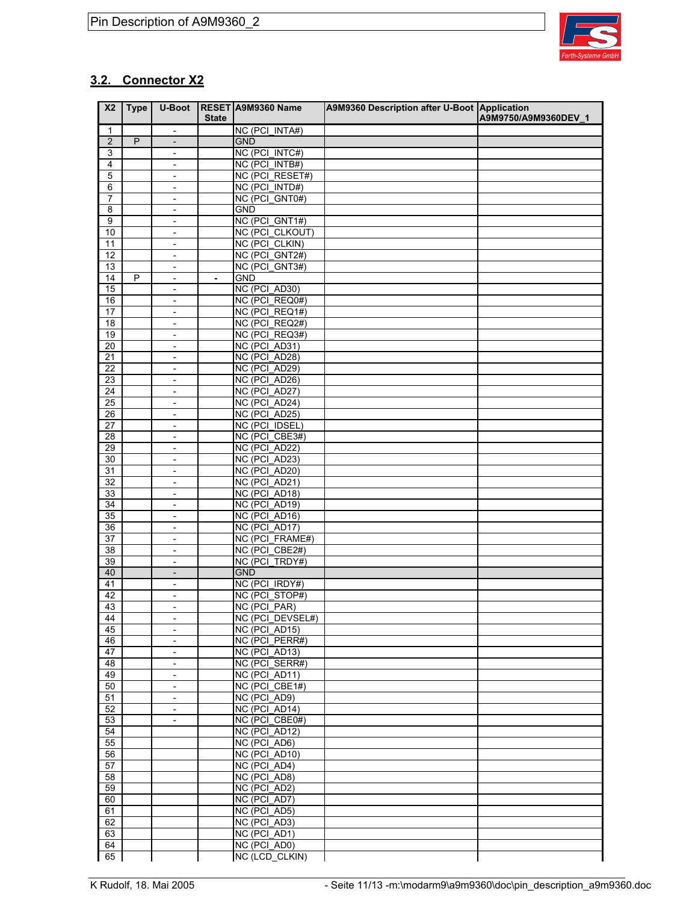## 3.2. Connector X2

| X2 | Type | U-Boot | RESET State | A9M9360 Name | A9M9360 Description after U-Boot | Application A9M9750/A9M9360DEV_1 |
|---|---|---|---|---|---|---|
| 1 | | - | | NC (PCI_INTA#) | | |
| 2 | P | - | | GND | | |
| 3 | | - | | NC (PCI_INTC#) | | |
| 4 | | - | | NC (PCI_INTB#) | | |
| 5 | | - | | NC (PCI_RESET#) | | |
| 6 | | - | | NC (PCI_INTD#) | | |
| 7 | | - | | NC (PCI_GNT0#) | | |
| 8 | | - | | GND | | |
| 9 | | - | | NC (PCI_GNT1#) | | |
| 10 | | - | | NC (PCI_CLKOUT) | | |
| 11 | | - | | NC (PCI_CLKIN) | | |
| 12 | | - | | NC (PCI_GNT2#) | | |
| 13 | | - | | NC (PCI_GNT3#) | | |
| 14 | P | - | - | GND | | |
| 15 | | - | | NC (PCI_AD30) | | |
| 16 | | - | | NC (PCI_REQ0#) | | |
| 17 | | - | | NC (PCI_REQ1#) | | |
| 18 | | - | | NC (PCI_REQ2#) | | |
| 19 | | - | | NC (PCI_REQ3#) | | |
| 20 | | - | | NC (PCI_AD31) | | |
| 21 | | - | | NC (PCI_AD28) | | |
| 22 | | - | | NC (PCI_AD29) | | |
| 23 | | - | | NC (PCI_AD26) | | |
| 24 | | - | | NC (PCI_AD27) | | |
| 25 | | - | | NC (PCI_AD24) | | |
| 26 | | - | | NC (PCI_AD25) | | |
| 27 | | - | | NC (PCI_IDSEL) | | |
| 28 | | - | | NC (PCI_CBE3#) | | |
| 29 | | - | | NC (PCI_AD22) | | |
| 30 | | - | | NC (PCI_AD23) | | |
| 31 | | - | | NC (PCI_AD20) | | |
| 32 | | - | | NC (PCI_AD21) | | |
| 33 | | - | | NC (PCI_AD18) | | |
| 34 | | - | | NC (PCI_AD19) | | |
| 35 | | - | | NC (PCI_AD16) | | |
| 36 | | - | | NC (PCI_AD17) | | |
| 37 | | - | | NC (PCI_FRAME#) | | |
| 38 | | - | | NC (PCI_CBE2#) | | |
| 39 | | - | | NC (PCI_TRDY#) | | |
| 40 | | - | | GND | | |
| 41 | | - | | NC (PCI_IRDY#) | | |
| 42 | | - | | NC (PCI_STOP#) | | |
| 43 | | - | | NC (PCI_PAR) | | |
| 44 | | - | | NC (PCI_DEVSEL#) | | |
| 45 | | - | | NC (PCI_AD15) | | |
| 46 | | - | | NC (PCI_PERR#) | | |
| 47 | | - | | NC (PCI_AD13) | | |
| 48 | | - | | NC (PCI_SERR#) | | |
| 49 | | - | | NC (PCI_AD11) | | |
| 50 | | - | | NC (PCI_CBE1#) | | |
| 51 | | - | | NC (PCI_AD9) | | |
| 52 | | - | | NC (PCI_AD14) | | |
| 53 | | - | | NC (PCI_CBE0#) | | |
| 54 | | | | NC (PCI_AD12) | | |
| 55 | | | | NC (PCI_AD6) | | |
| 56 | | | | NC (PCI_AD10) | | |
| 57 | | | | NC (PCI_AD4) | | |
| 58 | | | | NC (PCI_AD8) | | |
| 59 | | | | NC (PCI_AD2) | | |
| 60 | | | | NC (PCI_AD7) | | |
| 61 | | | | NC (PCI_AD5) | | |
| 62 | | | | NC (PCI_AD3) | | |
| 63 | | | | NC (PCI_AD1) | | |
| 64 | | | | NC (PCI_AD0) | | |
| 65 | | | | NC (LCD_CLKIN) | | |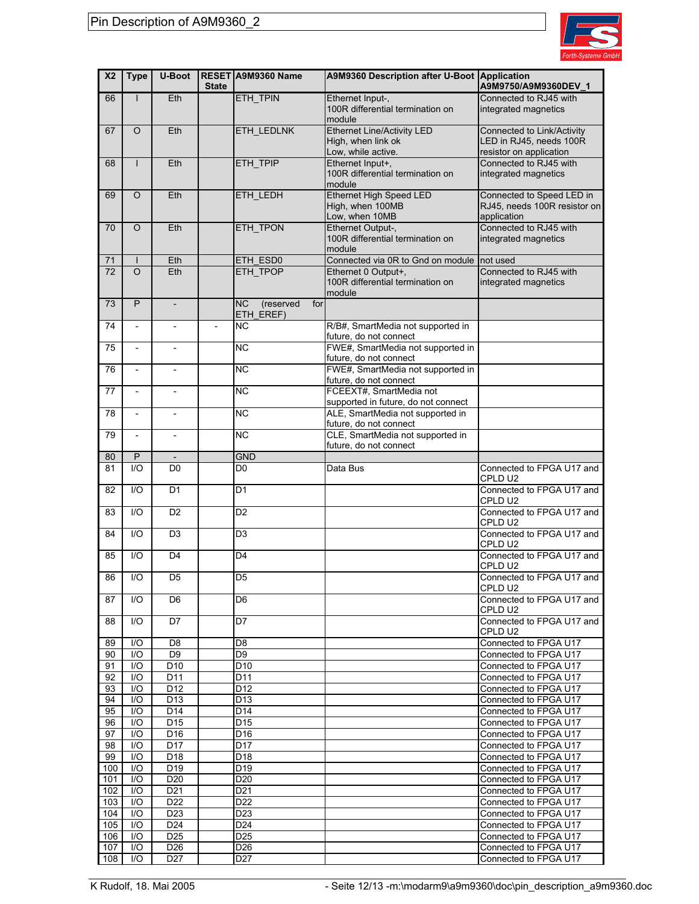| X2 | Type | U-Boot | RESET State | A9M9360 Name | A9M9360 Description after U-Boot | Application A9M9750/A9M9360DEV_1 |
|---|---|---|---|---|---|---|
| 66 | I | Eth | | ETH_TPIN | Ethernet Input-, 100R differential termination on module | Connected to RJ45 with integrated magnetics |
| 67 | O | Eth | | ETH_LEDLNK | Ethernet Line/Activity LED High, when link ok Low, while active. | Connected to Link/Activity LED in RJ45, needs 100R resistor on application |
| 68 | I | Eth | | ETH_TPIP | Ethernet Input+, 100R differential termination on module | Connected to RJ45 with integrated magnetics |
| 69 | O | Eth | | ETH_LEDH | Ethernet High Speed LED High, when 100MB Low, when 10MB | Connected to Speed LED in RJ45, needs 100R resistor on application |
| 70 | O | Eth | | ETH_TPON | Ethernet Output-, 100R differential termination on module | Connected to RJ45 with integrated magnetics |
| 71 | I | Eth | | ETH_ESD0 | Connected via 0R to Gnd on module | not used |
| 72 | O | Eth | | ETH_TPOP | Ethernet 0 Output+, 100R differential termination on module | Connected to RJ45 with integrated magnetics |
| 73 | P | - | | NC (reserved for ETH_EREF) | | |
| 74 | - | - | - | NC | R/B#, SmartMedia not supported in future, do not connect | |
| 75 | - | - | | NC | FWE#, SmartMedia not supported in future, do not connect | |
| 76 | - | - | | NC | FWE#, SmartMedia not supported in future, do not connect | |
| 77 | - | - | | NC | FCEEXT#, SmartMedia not supported in future, do not connect | |
| 78 | - | - | | NC | ALE, SmartMedia not supported in future, do not connect | |
| 79 | - | - | | NC | CLE, SmartMedia not supported in future, do not connect | |
| 80 | P | - | | GND | | |
| 81 | I/O | D0 | | D0 | Data Bus | Connected to FPGA U17 and CPLD U2 |
| 82 | I/O | D1 | | D1 | | Connected to FPGA U17 and CPLD U2 |
| 83 | I/O | D2 | | D2 | | Connected to FPGA U17 and CPLD U2 |
| 84 | I/O | D3 | | D3 | | Connected to FPGA U17 and CPLD U2 |
| 85 | I/O | D4 | | D4 | | Connected to FPGA U17 and CPLD U2 |
| 86 | I/O | D5 | | D5 | | Connected to FPGA U17 and CPLD U2 |
| 87 | I/O | D6 | | D6 | | Connected to FPGA U17 and CPLD U2 |
| 88 | I/O | D7 | | D7 | | Connected to FPGA U17 and CPLD U2 |
| 89 | I/O | D8 | | D8 | | Connected to FPGA U17 |
| 90 | I/O | D9 | | D9 | | Connected to FPGA U17 |
| 91 | I/O | D10 | | D10 | | Connected to FPGA U17 |
| 92 | I/O | D11 | | D11 | | Connected to FPGA U17 |
| 93 | I/O | D12 | | D12 | | Connected to FPGA U17 |
| 94 | I/O | D13 | | D13 | | Connected to FPGA U17 |
| 95 | I/O | D14 | | D14 | | Connected to FPGA U17 |
| 96 | I/O | D15 | | D15 | | Connected to FPGA U17 |
| 97 | I/O | D16 | | D16 | | Connected to FPGA U17 |
| 98 | I/O | D17 | | D17 | | Connected to FPGA U17 |
| 99 | I/O | D18 | | D18 | | Connected to FPGA U17 |
| 100 | I/O | D19 | | D19 | | Connected to FPGA U17 |
| 101 | I/O | D20 | | D20 | | Connected to FPGA U17 |
| 102 | I/O | D21 | | D21 | | Connected to FPGA U17 |
| 103 | I/O | D22 | | D22 | | Connected to FPGA U17 |
| 104 | I/O | D23 | | D23 | | Connected to FPGA U17 |
| 105 | I/O | D24 | | D24 | | Connected to FPGA U17 |
| 106 | I/O | D25 | | D25 | | Connected to FPGA U17 |
| 107 | I/O | D26 | | D26 | | Connected to FPGA U17 |
| 108 | I/O | D27 | | D27 | | Connected to FPGA U17 |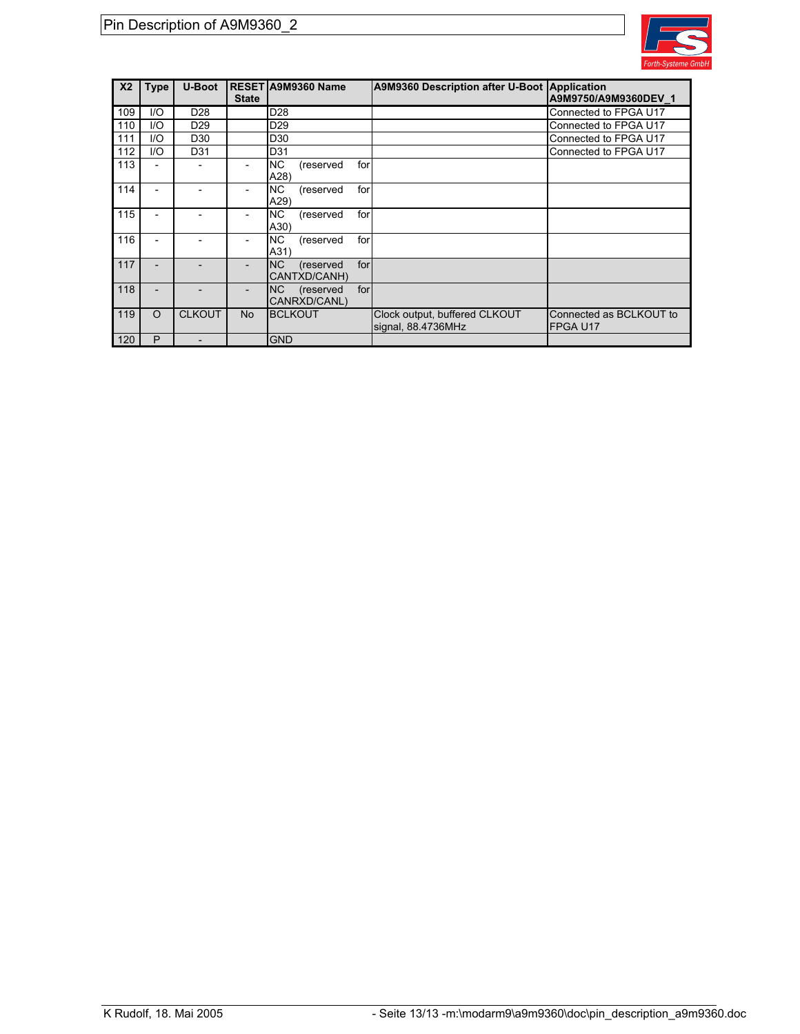| X2 | Type | U-Boot | RESET State | A9M9360 Name | A9M9360 Description after U-Boot | Application A9M9750/A9M9360DEV_1 |
|---|---|---|---|---|---|---|
| 109 | I/O | D28 | | D28 | | Connected to FPGA U17 |
| 110 | I/O | D29 | | D29 | | Connected to FPGA U17 |
| 111 | I/O | D30 | | D30 | | Connected to FPGA U17 |
| 112 | I/O | D31 | | D31 | | Connected to FPGA U17 |
| 113 | - | - | - | NC (reserved for A28) | | |
| 114 | - | - | - | NC (reserved for A29) | | |
| 115 | - | - | - | NC (reserved for A30) | | |
| 116 | - | - | - | NC (reserved for A31) | | |
| 117 | - | - | - | NC (reserved for CANTXD/CANH) | | |
| 118 | - | - | - | NC (reserved for CANRXD/CANL) | | |
| 119 | O | CLKOUT | No | BCLKOUT | Clock output, buffered CLKOUT signal, 88.4736MHz | Connected as BCLKOUT to FPGA U17 |
| 120 | P | - | | GND | | |